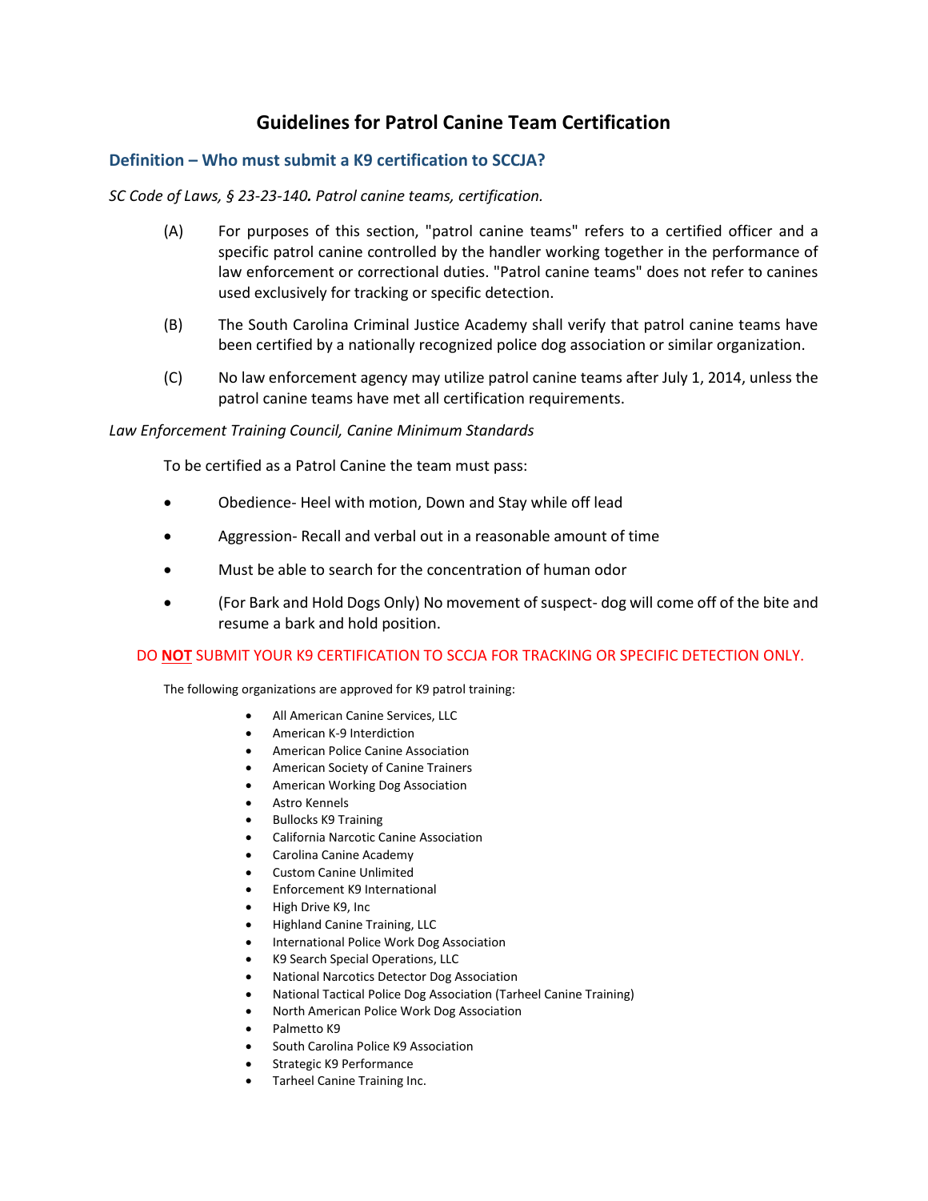# Guidelines for Patrol Canine Team Certification

## Definition – Who must submit a K9 certification to SCCJA?

*SC Code of Laws, § 23-23-140. Patrol canine teams, certification.*

(A) For purposes of this section, "patrol canine teams" refers to a certified officer and a specific patrol canine controlled by the handler working together in the performance of law enforcement or correctional duties. "Patrol canine teams" does not refer to canines used exclusively for tracking or specific detection.

(B) The South Carolina Criminal Justice Academy shall verify that patrol canine teams have been certified by a nationally recognized police dog association or similar organization.

(C) No law enforcement agency may utilize patrol canine teams after July 1, 2014, unless the patrol canine teams have met all certification requirements.

*Law Enforcement Training Council, Canine Minimum Standards*

To be certified as a Patrol Canine the team must pass:

- Obedience- Heel with motion, Down and Stay while off lead
- Aggression- Recall and verbal out in a reasonable amount of time
- Must be able to search for the concentration of human odor
- (For Bark and Hold Dogs Only) No movement of suspect- dog will come off of the bite and resume a bark and hold position.

DO **NOT** SUBMIT YOUR K9 CERTIFICATION TO SCCJA FOR TRACKING OR SPECIFIC DETECTION ONLY.

The following organizations are approved for K9 patrol training:

- All American Canine Services, LLC
- American K-9 Interdiction
- American Police Canine Association
- American Society of Canine Trainers
- American Working Dog Association
- Astro Kennels
- Bullocks K9 Training
- California Narcotic Canine Association
- Carolina Canine Academy
- Custom Canine Unlimited
- Enforcement K9 International
- High Drive K9, Inc
- Highland Canine Training, LLC
- International Police Work Dog Association
- K9 Search Special Operations, LLC
- National Narcotics Detector Dog Association
- National Tactical Police Dog Association (Tarheel Canine Training)
- North American Police Work Dog Association
- Palmetto K9
- South Carolina Police K9 Association
- Strategic K9 Performance
- Tarheel Canine Training Inc.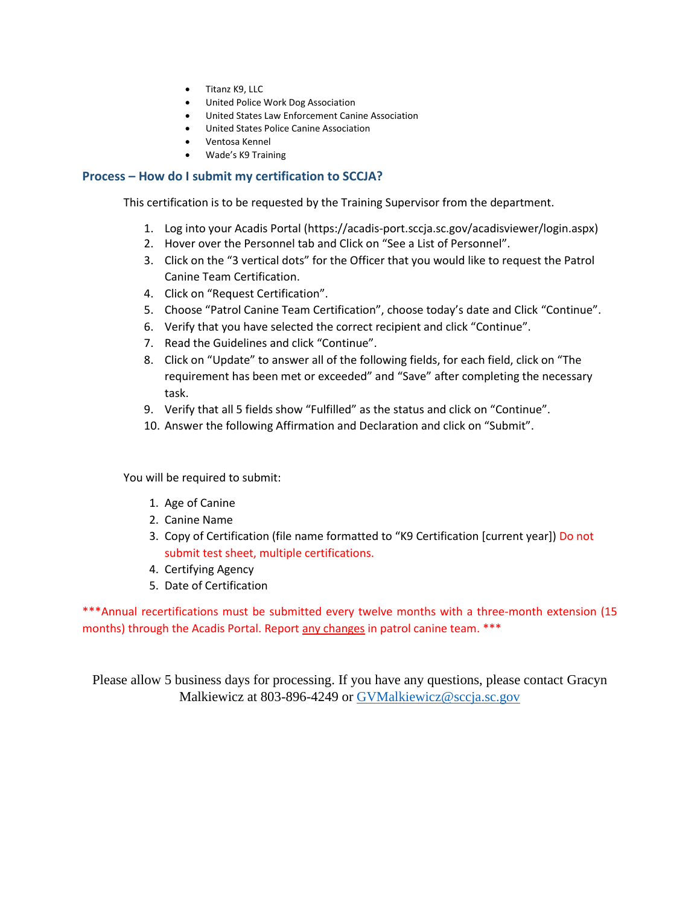- Titanz K9, LLC
- United Police Work Dog Association
- United States Law Enforcement Canine Association
- United States Police Canine Association
- Ventosa Kennel
- Wade's K9 Training

## Process – How do I submit my certification to SCCJA?

This certification is to be requested by the Training Supervisor from the department.

1. Log into your Acadis Portal (https://acadis-port.sccja.sc.gov/acadisviewer/login.aspx)
2. Hover over the Personnel tab and Click on "See a List of Personnel".
3. Click on the "3 vertical dots" for the Officer that you would like to request the Patrol Canine Team Certification.
4. Click on "Request Certification".
5. Choose "Patrol Canine Team Certification", choose today's date and Click "Continue".
6. Verify that you have selected the correct recipient and click "Continue".
7. Read the Guidelines and click "Continue".
8. Click on "Update" to answer all of the following fields, for each field, click on "The requirement has been met or exceeded" and "Save" after completing the necessary task.
9. Verify that all 5 fields show "Fulfilled" as the status and click on "Continue".
10. Answer the following Affirmation and Declaration and click on "Submit".

You will be required to submit:

1. Age of Canine
2. Canine Name
3. Copy of Certification (file name formatted to "K9 Certification [current year]) Do not submit test sheet, multiple certifications.
4. Certifying Agency
5. Date of Certification

***Annual recertifications must be submitted every twelve months with a three-month extension (15 months) through the Acadis Portal. Report <u>any changes</u> in patrol canine team. ***

Please allow 5 business days for processing. If you have any questions, please contact Gracyn Malkiewicz at 803-896-4249 or GVMalkiewicz@sccja.sc.gov